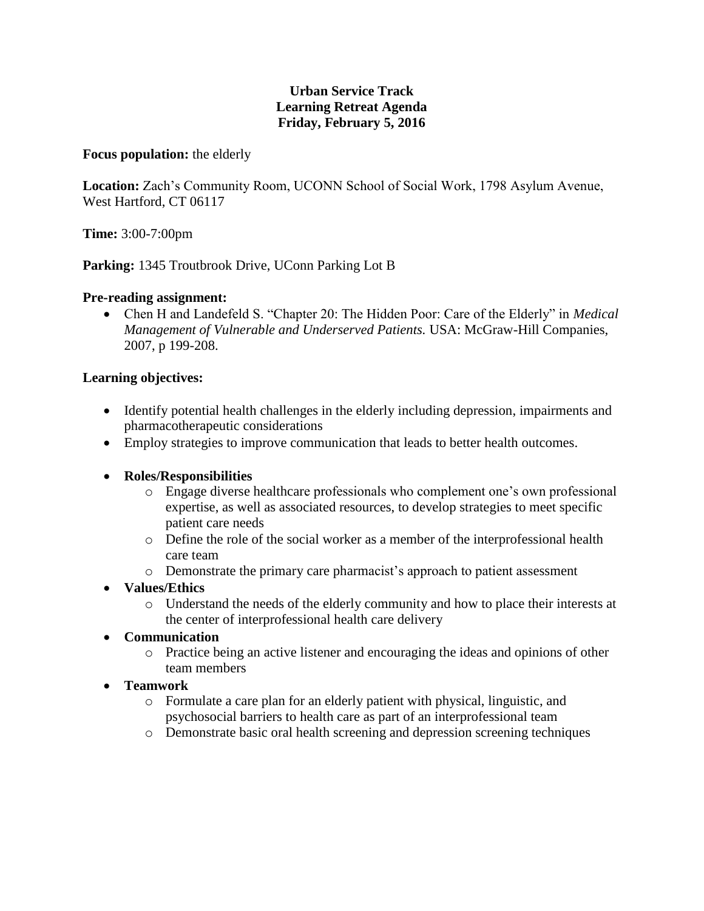# Urban Service Track
# Learning Retreat Agenda
# Friday, February 5, 2016

**Focus population:** the elderly

**Location:** Zach's Community Room, UCONN School of Social Work, 1798 Asylum Avenue, West Hartford, CT 06117

**Time:** 3:00-7:00pm

**Parking:** 1345 Troutbrook Drive, UConn Parking Lot B

**Pre-reading assignment:**

- Chen H and Landefeld S. "Chapter 20: The Hidden Poor: Care of the Elderly" in *Medical Management of Vulnerable and Underserved Patients.* USA: McGraw-Hill Companies, 2007, p 199-208.

**Learning objectives:**

- Identify potential health challenges in the elderly including depression, impairments and pharmacotherapeutic considerations
- Employ strategies to improve communication that leads to better health outcomes.

- **Roles/Responsibilities**
  - Engage diverse healthcare professionals who complement one's own professional expertise, as well as associated resources, to develop strategies to meet specific patient care needs
  - Define the role of the social worker as a member of the interprofessional health care team
  - Demonstrate the primary care pharmacist's approach to patient assessment
- **Values/Ethics**
  - Understand the needs of the elderly community and how to place their interests at the center of interprofessional health care delivery
- **Communication**
  - Practice being an active listener and encouraging the ideas and opinions of other team members
- **Teamwork**
  - Formulate a care plan for an elderly patient with physical, linguistic, and psychosocial barriers to health care as part of an interprofessional team
  - Demonstrate basic oral health screening and depression screening techniques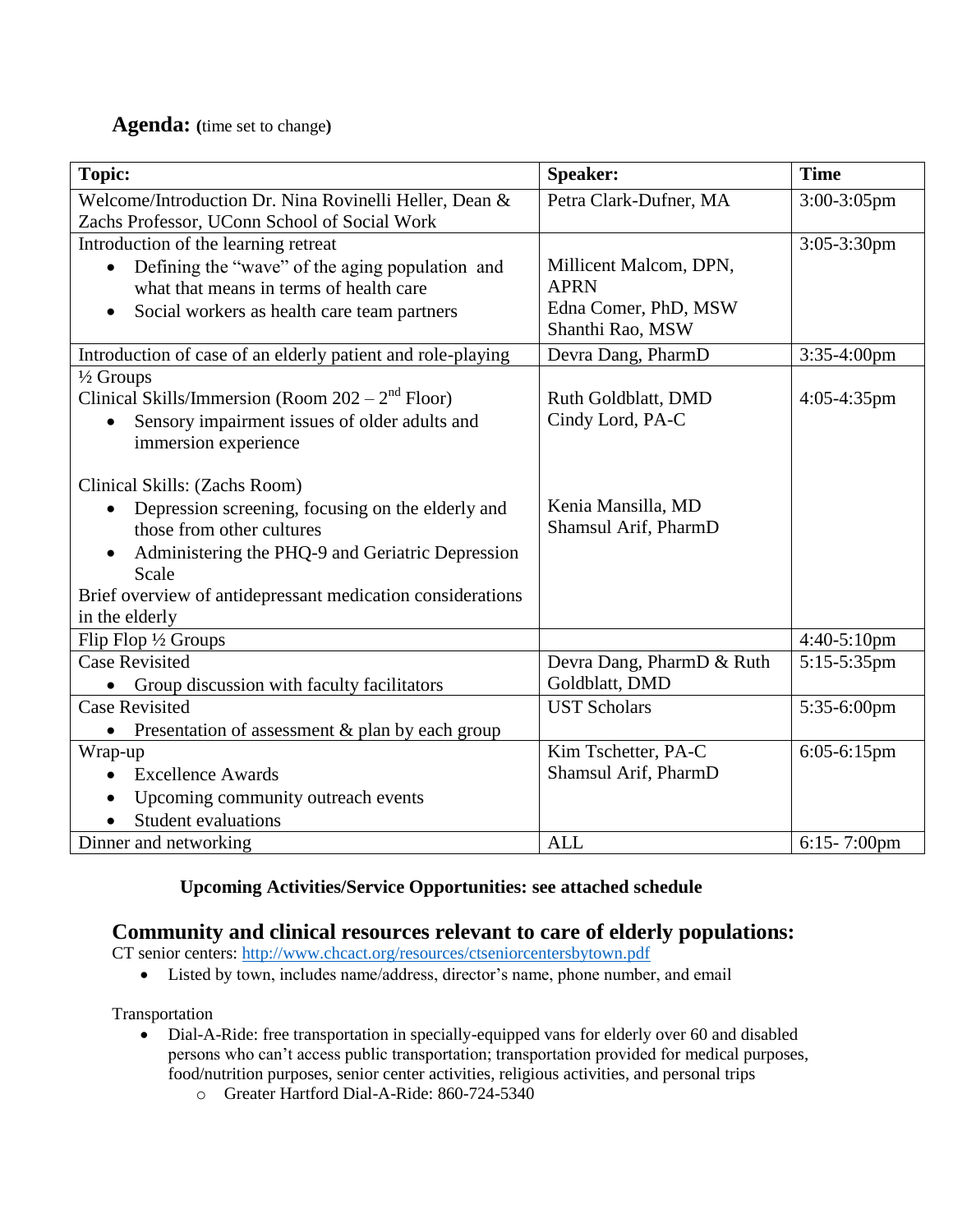**Agenda:** (time set to change)

| Topic: | Speaker: | Time |
|---|---|---|
| Welcome/Introduction Dr. Nina Rovinelli Heller, Dean & Zachs Professor, UConn School of Social Work | Petra Clark-Dufner, MA | 3:00-3:05pm |
| Introduction of the learning retreat<br>• Defining the "wave" of the aging population and what that means in terms of health care<br>• Social workers as health care team partners | Millicent Malcom, DPN, APRN<br>Edna Comer, PhD, MSW<br>Shanthi Rao, MSW | 3:05-3:30pm |
| Introduction of case of an elderly patient and role-playing | Devra Dang, PharmD | 3:35-4:00pm |
| ½ Groups<br>Clinical Skills/Immersion (Room 202 – 2nd Floor)<br>• Sensory impairment issues of older adults and immersion experience<br><br>Clinical Skills: (Zachs Room)<br>• Depression screening, focusing on the elderly and those from other cultures<br>• Administering the PHQ-9 and Geriatric Depression Scale<br>Brief overview of antidepressant medication considerations in the elderly | Ruth Goldblatt, DMD<br>Cindy Lord, PA-C<br><br>Kenia Mansilla, MD<br>Shamsul Arif, PharmD | 4:05-4:35pm |
| Flip Flop ½ Groups | | 4:40-5:10pm |
| Case Revisited<br>• Group discussion with faculty facilitators | Devra Dang, PharmD & Ruth Goldblatt, DMD | 5:15-5:35pm |
| Case Revisited<br>• Presentation of assessment & plan by each group | UST Scholars | 5:35-6:00pm |
| Wrap-up<br>• Excellence Awards<br>• Upcoming community outreach events<br>• Student evaluations | Kim Tschetter, PA-C<br>Shamsul Arif, PharmD | 6:05-6:15pm |
| Dinner and networking | ALL | 6:15- 7:00pm |

**Upcoming Activities/Service Opportunities: see attached schedule**

## Community and clinical resources relevant to care of elderly populations:

CT senior centers: http://www.chcact.org/resources/ctseniorcentersbytown.pdf

- Listed by town, includes name/address, director's name, phone number, and email

Transportation

- Dial-A-Ride: free transportation in specially-equipped vans for elderly over 60 and disabled persons who can't access public transportation; transportation provided for medical purposes, food/nutrition purposes, senior center activities, religious activities, and personal trips
  - Greater Hartford Dial-A-Ride: 860-724-5340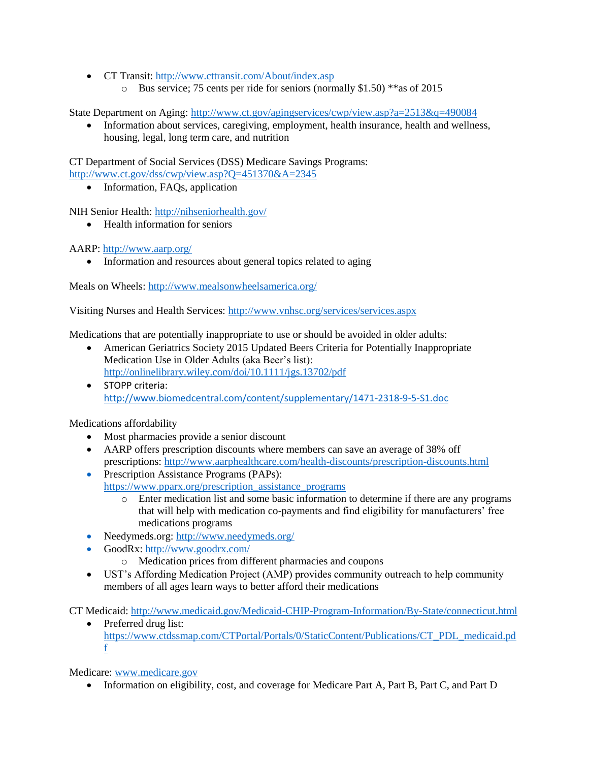- CT Transit: http://www.cttransit.com/About/index.asp
  - Bus service; 75 cents per ride for seniors (normally $1.50) **as of 2015

State Department on Aging: http://www.ct.gov/agingservices/cwp/view.asp?a=2513&q=490084

- Information about services, caregiving, employment, health insurance, health and wellness, housing, legal, long term care, and nutrition

CT Department of Social Services (DSS) Medicare Savings Programs: http://www.ct.gov/dss/cwp/view.asp?Q=451370&A=2345

- Information, FAQs, application

NIH Senior Health: http://nihseniorhealth.gov/

- Health information for seniors

AARP: http://www.aarp.org/

- Information and resources about general topics related to aging

Meals on Wheels: http://www.mealsonwheelsamerica.org/

Visiting Nurses and Health Services: http://www.vnhsc.org/services/services.aspx

Medications that are potentially inappropriate to use or should be avoided in older adults:

- American Geriatrics Society 2015 Updated Beers Criteria for Potentially Inappropriate Medication Use in Older Adults (aka Beer's list): http://onlinelibrary.wiley.com/doi/10.1111/jgs.13702/pdf
- STOPP criteria: http://www.biomedcentral.com/content/supplementary/1471-2318-9-5-S1.doc

Medications affordability

- Most pharmacies provide a senior discount
- AARP offers prescription discounts where members can save an average of 38% off prescriptions: http://www.aarphealthcare.com/health-discounts/prescription-discounts.html
- Prescription Assistance Programs (PAPs): https://www.pparx.org/prescription_assistance_programs
  - Enter medication list and some basic information to determine if there are any programs that will help with medication co-payments and find eligibility for manufacturers' free medications programs
- Needymeds.org: http://www.needymeds.org/
- GoodRx: http://www.goodrx.com/
  - Medication prices from different pharmacies and coupons
- UST's Affording Medication Project (AMP) provides community outreach to help community members of all ages learn ways to better afford their medications

CT Medicaid: http://www.medicaid.gov/Medicaid-CHIP-Program-Information/By-State/connecticut.html

- Preferred drug list: https://www.ctdssmap.com/CTPortal/Portals/0/StaticContent/Publications/CT_PDL_medicaid.pdf

Medicare: www.medicare.gov

- Information on eligibility, cost, and coverage for Medicare Part A, Part B, Part C, and Part D